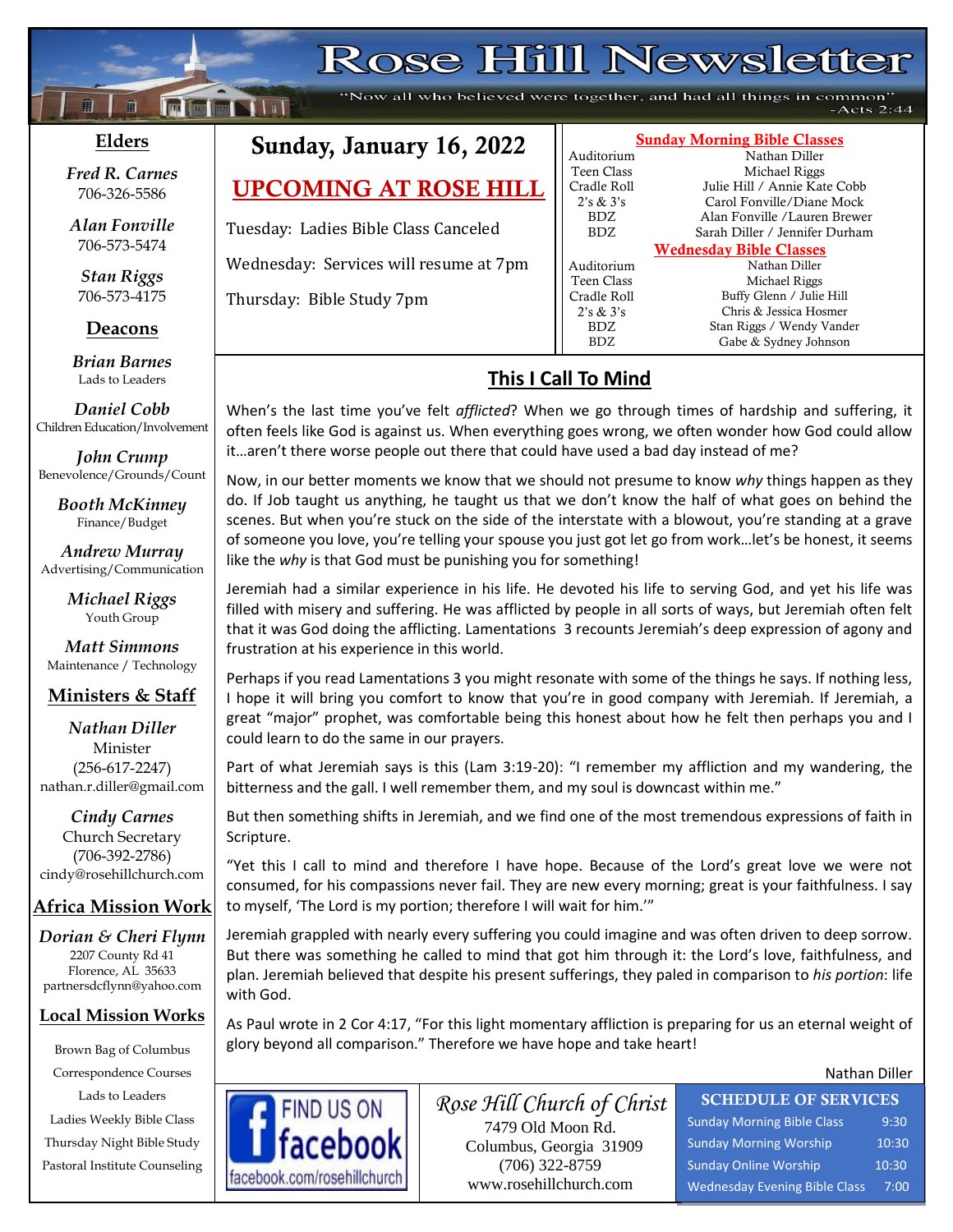# Rose Hill Newsletter

"Now all who believed were together, and had all things in common" -Acts 2:44

## Sunday, January 16, 2022

## UPCOMING AT ROSE HILL

Tuesday: Ladies Bible Class Canceled

Wednesday: Services will resume at 7pm

Thursday: Bible Study 7pm

### Sunday Morning Bible Classes

| Class | Teacher |
|---|---|
| Auditorium | Nathan Diller |
| Teen Class | Michael Riggs |
| Cradle Roll | Julie Hill / Annie Kate Cobb |
| 2's & 3's | Carol Fonville/Diane Mock |
| BDZ | Alan Fonville /Lauren Brewer |
| BDZ | Sarah Diller / Jennifer Durham |

### Wednesday Bible Classes

| Class | Teacher |
|---|---|
| Auditorium | Nathan Diller |
| Teen Class | Michael Riggs |
| Cradle Roll | Buffy Glenn / Julie Hill |
| 2's & 3's | Chris & Jessica Hosmer |
| BDZ | Stan Riggs / Wendy Vander |
| BDZ | Gabe & Sydney Johnson |

## This I Call To Mind

When's the last time you've felt *afflicted*? When we go through times of hardship and suffering, it often feels like God is against us. When everything goes wrong, we often wonder how God could allow it…aren't there worse people out there that could have used a bad day instead of me?

Now, in our better moments we know that we should not presume to know *why* things happen as they do. If Job taught us anything, he taught us that we don't know the half of what goes on behind the scenes. But when you're stuck on the side of the interstate with a blowout, you're standing at a grave of someone you love, you're telling your spouse you just got let go from work…let's be honest, it seems like the *why* is that God must be punishing you for something!

Jeremiah had a similar experience in his life. He devoted his life to serving God, and yet his life was filled with misery and suffering. He was afflicted by people in all sorts of ways, but Jeremiah often felt that it was God doing the afflicting. Lamentations 3 recounts Jeremiah's deep expression of agony and frustration at his experience in this world.

Perhaps if you read Lamentations 3 you might resonate with some of the things he says. If nothing less, I hope it will bring you comfort to know that you're in good company with Jeremiah. If Jeremiah, a great "major" prophet, was comfortable being this honest about how he felt then perhaps you and I could learn to do the same in our prayers.

Part of what Jeremiah says is this (Lam 3:19-20): "I remember my affliction and my wandering, the bitterness and the gall. I well remember them, and my soul is downcast within me."

But then something shifts in Jeremiah, and we find one of the most tremendous expressions of faith in Scripture.

"Yet this I call to mind and therefore I have hope. Because of the Lord's great love we were not consumed, for his compassions never fail. They are new every morning; great is your faithfulness. I say to myself, 'The Lord is my portion; therefore I will wait for him.'"

Jeremiah grappled with nearly every suffering you could imagine and was often driven to deep sorrow. But there was something he called to mind that got him through it: the Lord's love, faithfulness, and plan. Jeremiah believed that despite his present sufferings, they paled in comparison to *his portion*: life with God.

As Paul wrote in 2 Cor 4:17, "For this light momentary affliction is preparing for us an eternal weight of glory beyond all comparison." Therefore we have hope and take heart!

Nathan Diller

### Elders

*Fred R. Carnes*
706-326-5586

*Alan Fonville*
706-573-5474

*Stan Riggs*
706-573-4175

### Deacons

*Brian Barnes* – Lads to Leaders

*Daniel Cobb* – Children Education/Involvement

*John Crump* – Benevolence/Grounds/Count

*Booth McKinney* – Finance/Budget

*Andrew Murray* – Advertising/Communication

*Michael Riggs* – Youth Group

*Matt Simmons* – Maintenance / Technology

### Ministers & Staff

*Nathan Diller*
Minister
(256-617-2247)
nathan.r.diller@gmail.com

*Cindy Carnes*
Church Secretary
(706-392-2786)
cindy@rosehillchurch.com

### Africa Mission Work

*Dorian & Cheri Flynn*
2207 County Rd 41
Florence, AL 35633
partnersdcflynn@yahoo.com

### Local Mission Works

- Brown Bag of Columbus
- Correspondence Courses
- Lads to Leaders
- Ladies Weekly Bible Class
- Thursday Night Bible Study
- Pastoral Institute Counseling

FIND US ON facebook
facebook.com/rosehillchurch

*Rose Hill Church of Christ*
7479 Old Moon Rd.
Columbus, Georgia 31909
(706) 322-8759
www.rosehillchurch.com

### SCHEDULE OF SERVICES

| Service | Time |
|---|---|
| Sunday Morning Bible Class | 9:30 |
| Sunday Morning Worship | 10:30 |
| Sunday Online Worship | 10:30 |
| Wednesday Evening Bible Class | 7:00 |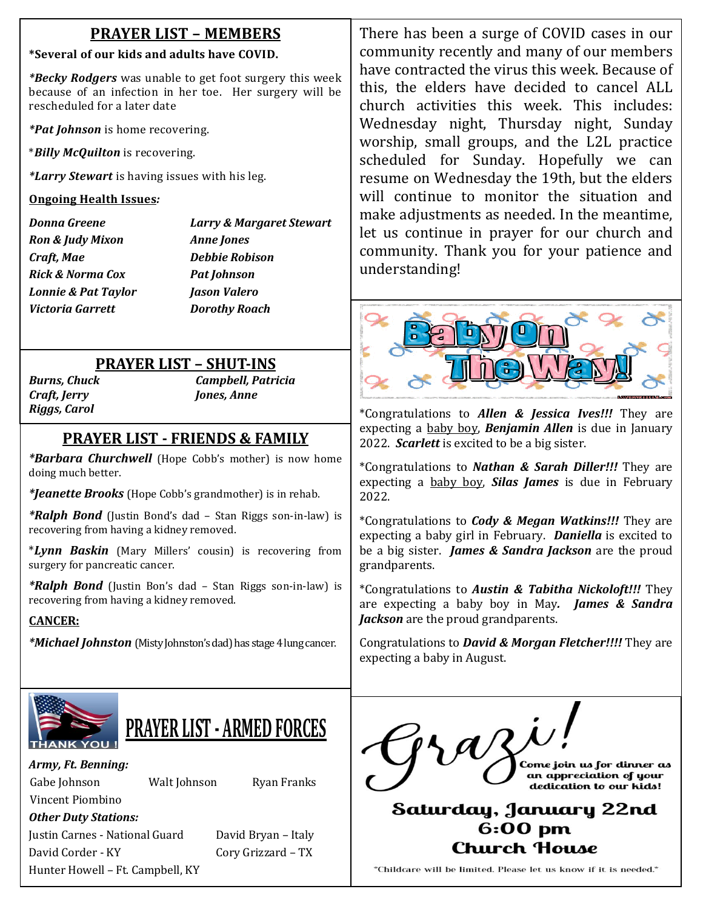## PRAYER LIST – MEMBERS

**\*Several of our kids and adults have COVID.**

***Becky Rodgers** was unable to get foot surgery this week because of an infection in her toe. Her surgery will be rescheduled for a later date

***Pat Johnson** is home recovering.

\****Billy McQuilton*** is recovering.

***Larry Stewart** is having issues with his leg.

**Ongoing Health Issues:**

| | |
|---|---|
| ***Donna Greene*** | ***Larry & Margaret Stewart*** |
| ***Ron & Judy Mixon*** | ***Anne Jones*** |
| ***Craft, Mae*** | ***Debbie Robison*** |
| ***Rick & Norma Cox*** | ***Pat Johnson*** |
| ***Lonnie & Pat Taylor*** | ***Jason Valero*** |
| ***Victoria Garrett*** | ***Dorothy Roach*** |

## PRAYER LIST – SHUT-INS

| | |
|---|---|
| ***Burns, Chuck*** | ***Campbell, Patricia*** |
| ***Craft, Jerry*** | ***Jones, Anne*** |
| ***Riggs, Carol*** | |

## PRAYER LIST - FRIENDS & FAMILY

***Barbara Churchwell** (Hope Cobb's mother) is now home doing much better.

***Jeanette Brooks** (Hope Cobb's grandmother) is in rehab.

***Ralph Bond** (Justin Bond's dad – Stan Riggs son-in-law) is recovering from having a kidney removed.

\****Lynn Baskin*** (Mary Millers' cousin) is recovering from surgery for pancreatic cancer.

***Ralph Bond** (Justin Bon's dad – Stan Riggs son-in-law) is recovering from having a kidney removed.

**CANCER:**

***Michael Johnston** (Misty Johnston's dad) has stage 4 lung cancer.

## PRAYER LIST - ARMED FORCES

THANK YOU !

***Army, Ft. Benning:***

| | | |
|---|---|---|
| Gabe Johnson | Walt Johnson | Ryan Franks |
| Vincent Piombino | | |

***Other Duty Stations:***

| | |
|---|---|
| Justin Carnes - National Guard | David Bryan – Italy |
| David Corder - KY | Cory Grizzard – TX |
| Hunter Howell – Ft. Campbell, KY | |

There has been a surge of COVID cases in our community recently and many of our members have contracted the virus this week. Because of this, the elders have decided to cancel ALL church activities this week. This includes: Wednesday night, Thursday night, Sunday worship, small groups, and the L2L practice scheduled for Sunday. Hopefully we can resume on Wednesday the 19th, but the elders will continue to monitor the situation and make adjustments as needed. In the meantime, let us continue in prayer for our church and community. Thank you for your patience and understanding!

## Baby On The Way!

\*Congratulations to ***Allen & Jessica Ives!!!*** They are expecting a baby boy, ***Benjamin Allen*** is due in January 2022. ***Scarlett*** is excited to be a big sister.

\*Congratulations to ***Nathan & Sarah Diller!!!*** They are expecting a baby boy, ***Silas James*** is due in February 2022.

\*Congratulations to ***Cody & Megan Watkins!!!*** They are expecting a baby girl in February. ***Daniella*** is excited to be a big sister. ***James & Sandra Jackson*** are the proud grandparents.

\*Congratulations to ***Austin & Tabitha Nickoloft!!!*** They are expecting a baby boy in May. ***James & Sandra Jackson*** are the proud grandparents.

Congratulations to ***David & Morgan Fletcher!!!!*** They are expecting a baby in August.

## Grazi!

Come join us for dinner as an appreciation of your dedication to our kids!

**Saturday, January 22nd**
**6:00 pm**
**Church House**

\*Childcare will be limited. Please let us know if it is needed.\*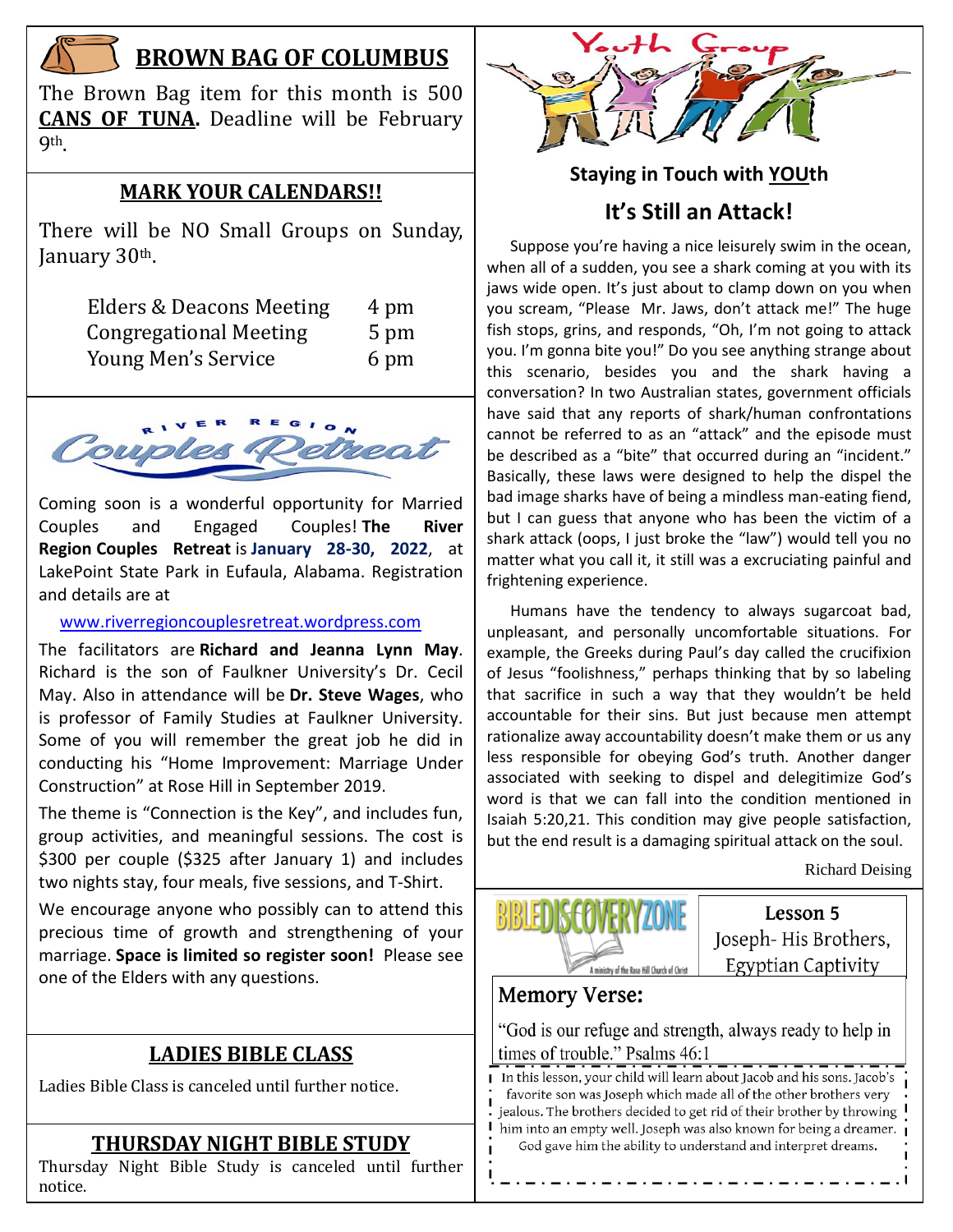## BROWN BAG OF COLUMBUS

The Brown Bag item for this month is 500 **CANS OF TUNA.** Deadline will be February 9th.

## MARK YOUR CALENDARS!!

There will be NO Small Groups on Sunday, January 30th.

| | |
|---|---|
| Elders & Deacons Meeting | 4 pm |
| Congregational Meeting | 5 pm |
| Young Men's Service | 6 pm |

## River Region Couples Retreat

Coming soon is a wonderful opportunity for Married Couples and Engaged Couples! **The River Region Couples Retreat** is **January 28-30, 2022**, at LakePoint State Park in Eufaula, Alabama. Registration and details are at

www.riverregioncouplesretreat.wordpress.com

The facilitators are **Richard and Jeanna Lynn May**. Richard is the son of Faulkner University's Dr. Cecil May. Also in attendance will be **Dr. Steve Wages**, who is professor of Family Studies at Faulkner University. Some of you will remember the great job he did in conducting his "Home Improvement: Marriage Under Construction" at Rose Hill in September 2019.

The theme is "Connection is the Key", and includes fun, group activities, and meaningful sessions. The cost is $300 per couple ($325 after January 1) and includes two nights stay, four meals, five sessions, and T-Shirt.

We encourage anyone who possibly can to attend this precious time of growth and strengthening of your marriage. **Space is limited so register soon!** Please see one of the Elders with any questions.

## LADIES BIBLE CLASS

Ladies Bible Class is canceled until further notice.

## THURSDAY NIGHT BIBLE STUDY

Thursday Night Bible Study is canceled until further notice.

## Youth Group

### Staying in Touch with YOUth

### It's Still an Attack!

Suppose you're having a nice leisurely swim in the ocean, when all of a sudden, you see a shark coming at you with its jaws wide open. It's just about to clamp down on you when you scream, "Please Mr. Jaws, don't attack me!" The huge fish stops, grins, and responds, "Oh, I'm not going to attack you. I'm gonna bite you!" Do you see anything strange about this scenario, besides you and the shark having a conversation? In two Australian states, government officials have said that any reports of shark/human confrontations cannot be referred to as an "attack" and the episode must be described as a "bite" that occurred during an "incident." Basically, these laws were designed to help the dispel the bad image sharks have of being a mindless man-eating fiend, but I can guess that anyone who has been the victim of a shark attack (oops, I just broke the "law") would tell you no matter what you call it, it still was a excruciating painful and frightening experience.

Humans have the tendency to always sugarcoat bad, unpleasant, and personally uncomfortable situations. For example, the Greeks during Paul's day called the crucifixion of Jesus "foolishness," perhaps thinking that by so labeling that sacrifice in such a way that they wouldn't be held accountable for their sins. But just because men attempt rationalize away accountability doesn't make them or us any less responsible for obeying God's truth. Another danger associated with seeking to dispel and delegitimize God's word is that we can fall into the condition mentioned in Isaiah 5:20,21. This condition may give people satisfaction, but the end result is a damaging spiritual attack on the soul.

Richard Deising

## BIBLE DISCOVERY ZONE

A ministry of the Rose Hill Church of Christ

**Lesson 5**
Joseph- His Brothers, Egyptian Captivity

### Memory Verse:

"God is our refuge and strength, always ready to help in times of trouble." Psalms 46:1

In this lesson, your child will learn about Jacob and his sons. Jacob's favorite son was Joseph which made all of the other brothers very jealous. The brothers decided to get rid of their brother by throwing him into an empty well. Joseph was also known for being a dreamer. God gave him the ability to understand and interpret dreams.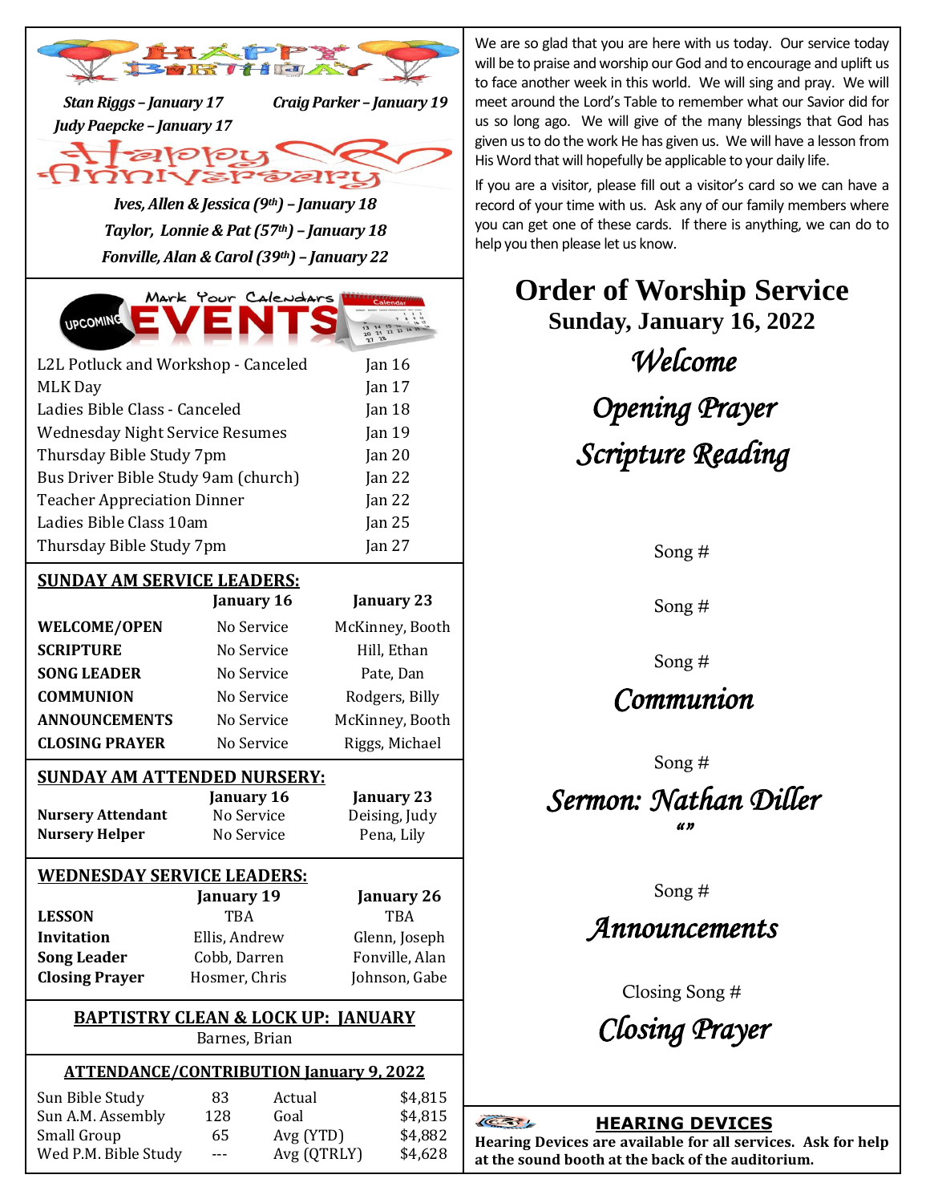# Happy Birthday

*Stan Riggs – January 17*

*Craig Parker – January 19*

*Judy Paepcke – January 17*

# Happy Anniversary

*Ives, Allen & Jessica (9th) – January 18*

*Taylor, Lonnie & Pat (57th) – January 18*

*Fonville, Alan & Carol (39th) – January 22*

## Mark Your Calendars — Upcoming Events

| | |
|---|---|
| L2L Potluck and Workshop - Canceled | Jan 16 |
| MLK Day | Jan 17 |
| Ladies Bible Class - Canceled | Jan 18 |
| Wednesday Night Service Resumes | Jan 19 |
| Thursday Bible Study 7pm | Jan 20 |
| Bus Driver Bible Study 9am (church) | Jan 22 |
| Teacher Appreciation Dinner | Jan 22 |
| Ladies Bible Class 10am | Jan 25 |
| Thursday Bible Study 7pm | Jan 27 |

## SUNDAY AM SERVICE LEADERS:

| | January 16 | January 23 |
|---|---|---|
| **WELCOME/OPEN** | No Service | McKinney, Booth |
| **SCRIPTURE** | No Service | Hill, Ethan |
| **SONG LEADER** | No Service | Pate, Dan |
| **COMMUNION** | No Service | Rodgers, Billy |
| **ANNOUNCEMENTS** | No Service | McKinney, Booth |
| **CLOSING PRAYER** | No Service | Riggs, Michael |

## SUNDAY AM ATTENDED NURSERY:

| | January 16 | January 23 |
|---|---|---|
| **Nursery Attendant** | No Service | Deising, Judy |
| **Nursery Helper** | No Service | Pena, Lily |

## WEDNESDAY SERVICE LEADERS:

| | January 19 | January 26 |
|---|---|---|
| **LESSON** | TBA | TBA |
| **Invitation** | Ellis, Andrew | Glenn, Joseph |
| **Song Leader** | Cobb, Darren | Fonville, Alan |
| **Closing Prayer** | Hosmer, Chris | Johnson, Gabe |

## BAPTISTRY CLEAN & LOCK UP: JANUARY

Barnes, Brian

## ATTENDANCE/CONTRIBUTION January 9, 2022

| | | | |
|---|---|---|---|
| Sun Bible Study | 83 | Actual | $4,815 |
| Sun A.M. Assembly | 128 | Goal | $4,815 |
| Small Group | 65 | Avg (YTD) | $4,882 |
| Wed P.M. Bible Study | --- | Avg (QTRLY) | $4,628 |

We are so glad that you are here with us today. Our service today will be to praise and worship our God and to encourage and uplift us to face another week in this world. We will sing and pray. We will meet around the Lord's Table to remember what our Savior did for us so long ago. We will give of the many blessings that God has given us to do the work He has given us. We will have a lesson from His Word that will hopefully be applicable to your daily life.

If you are a visitor, please fill out a visitor's card so we can have a record of your time with us. Ask any of our family members where you can get one of these cards. If there is anything, we can do to help you then please let us know.

# Order of Worship Service

## Sunday, January 16, 2022

*Welcome*

*Opening Prayer*

*Scripture Reading*

Song #

Song #

Song #

*Communion*

Song #

*Sermon: Nathan Diller*

*""*

Song #

*Announcements*

Closing Song #

*Closing Prayer*

## HEARING DEVICES

**Hearing Devices are available for all services. Ask for help at the sound booth at the back of the auditorium.**